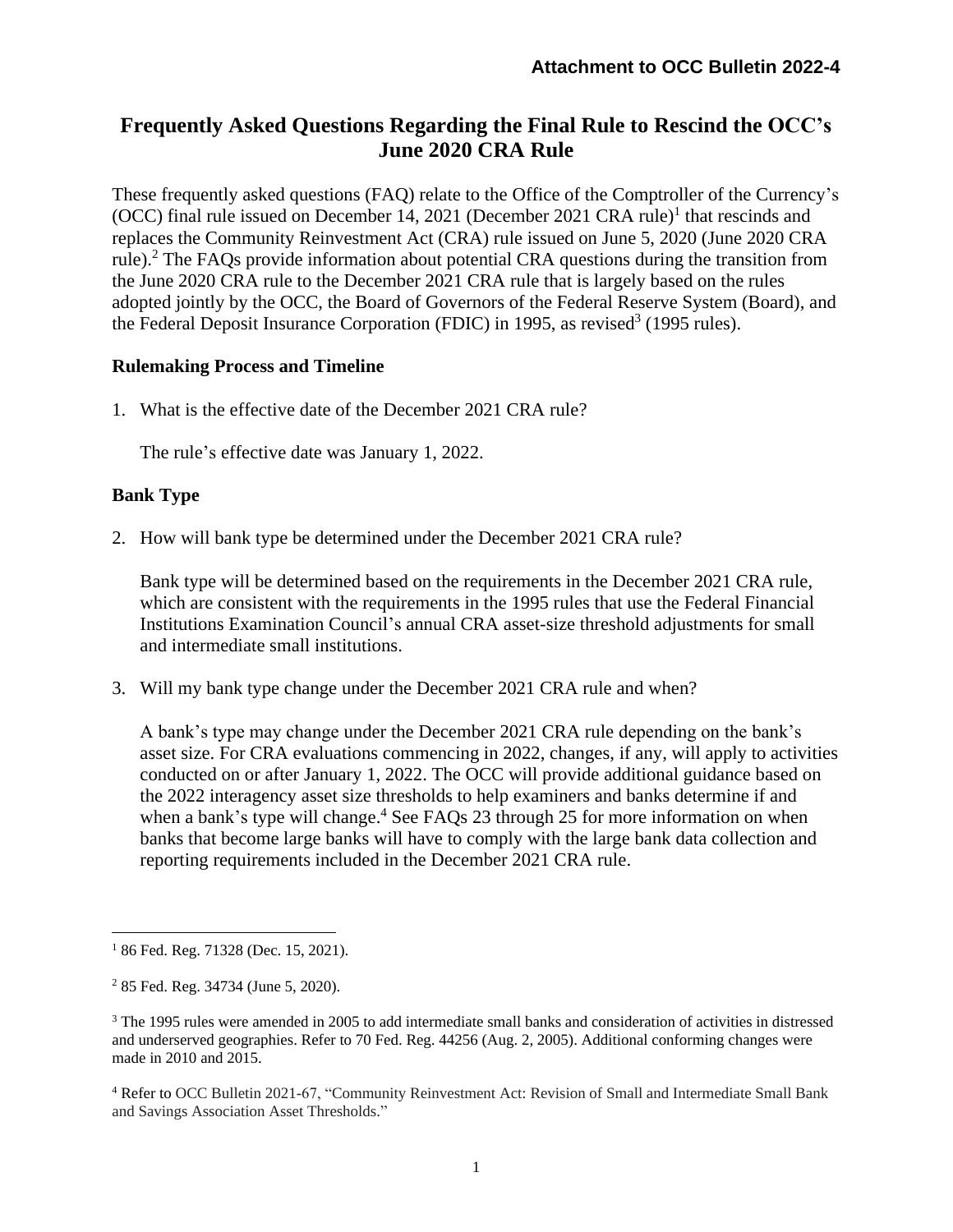**Attachment to OCC Bulletin 2022-4**

# Frequently Asked Questions Regarding the Final Rule to Rescind the OCC's June 2020 CRA Rule

These frequently asked questions (FAQ) relate to the Office of the Comptroller of the Currency's (OCC) final rule issued on December 14, 2021 (December 2021 CRA rule)[1] that rescinds and replaces the Community Reinvestment Act (CRA) rule issued on June 5, 2020 (June 2020 CRA rule).[2] The FAQs provide information about potential CRA questions during the transition from the June 2020 CRA rule to the December 2021 CRA rule that is largely based on the rules adopted jointly by the OCC, the Board of Governors of the Federal Reserve System (Board), and the Federal Deposit Insurance Corporation (FDIC) in 1995, as revised[3] (1995 rules).

## Rulemaking Process and Timeline

1. What is the effective date of the December 2021 CRA rule?

   The rule's effective date was January 1, 2022.

## Bank Type

2. How will bank type be determined under the December 2021 CRA rule?

   Bank type will be determined based on the requirements in the December 2021 CRA rule, which are consistent with the requirements in the 1995 rules that use the Federal Financial Institutions Examination Council's annual CRA asset-size threshold adjustments for small and intermediate small institutions.

3. Will my bank type change under the December 2021 CRA rule and when?

   A bank's type may change under the December 2021 CRA rule depending on the bank's asset size. For CRA evaluations commencing in 2022, changes, if any, will apply to activities conducted on or after January 1, 2022. The OCC will provide additional guidance based on the 2022 interagency asset size thresholds to help examiners and banks determine if and when a bank's type will change.[4] See FAQs 23 through 25 for more information on when banks that become large banks will have to comply with the large bank data collection and reporting requirements included in the December 2021 CRA rule.

---

[1] 86 Fed. Reg. 71328 (Dec. 15, 2021).

[2] 85 Fed. Reg. 34734 (June 5, 2020).

[3] The 1995 rules were amended in 2005 to add intermediate small banks and consideration of activities in distressed and underserved geographies. Refer to 70 Fed. Reg. 44256 (Aug. 2, 2005). Additional conforming changes were made in 2010 and 2015.

[4] Refer to OCC Bulletin 2021-67, "Community Reinvestment Act: Revision of Small and Intermediate Small Bank and Savings Association Asset Thresholds."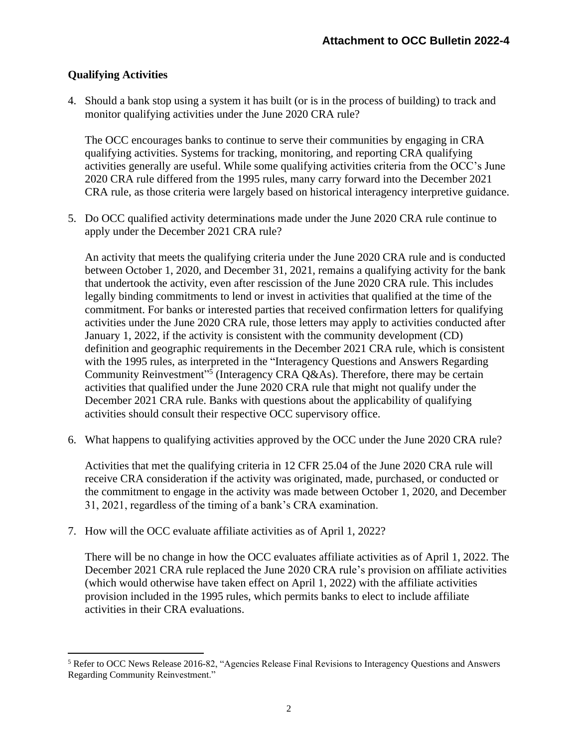## Qualifying Activities

4. Should a bank stop using a system it has built (or is in the process of building) to track and monitor qualifying activities under the June 2020 CRA rule?

   The OCC encourages banks to continue to serve their communities by engaging in CRA qualifying activities. Systems for tracking, monitoring, and reporting CRA qualifying activities generally are useful. While some qualifying activities criteria from the OCC's June 2020 CRA rule differed from the 1995 rules, many carry forward into the December 2021 CRA rule, as those criteria were largely based on historical interagency interpretive guidance.

5. Do OCC qualified activity determinations made under the June 2020 CRA rule continue to apply under the December 2021 CRA rule?

   An activity that meets the qualifying criteria under the June 2020 CRA rule and is conducted between October 1, 2020, and December 31, 2021, remains a qualifying activity for the bank that undertook the activity, even after rescission of the June 2020 CRA rule. This includes legally binding commitments to lend or invest in activities that qualified at the time of the commitment. For banks or interested parties that received confirmation letters for qualifying activities under the June 2020 CRA rule, those letters may apply to activities conducted after January 1, 2022, if the activity is consistent with the community development (CD) definition and geographic requirements in the December 2021 CRA rule, which is consistent with the 1995 rules, as interpreted in the "Interagency Questions and Answers Regarding Community Reinvestment"[5] (Interagency CRA Q&As). Therefore, there may be certain activities that qualified under the June 2020 CRA rule that might not qualify under the December 2021 CRA rule. Banks with questions about the applicability of qualifying activities should consult their respective OCC supervisory office.

6. What happens to qualifying activities approved by the OCC under the June 2020 CRA rule?

   Activities that met the qualifying criteria in 12 CFR 25.04 of the June 2020 CRA rule will receive CRA consideration if the activity was originated, made, purchased, or conducted or the commitment to engage in the activity was made between October 1, 2020, and December 31, 2021, regardless of the timing of a bank's CRA examination.

7. How will the OCC evaluate affiliate activities as of April 1, 2022?

   There will be no change in how the OCC evaluates affiliate activities as of April 1, 2022. The December 2021 CRA rule replaced the June 2020 CRA rule's provision on affiliate activities (which would otherwise have taken effect on April 1, 2022) with the affiliate activities provision included in the 1995 rules, which permits banks to elect to include affiliate activities in their CRA evaluations.

---

[5] Refer to OCC News Release 2016-82, "Agencies Release Final Revisions to Interagency Questions and Answers Regarding Community Reinvestment."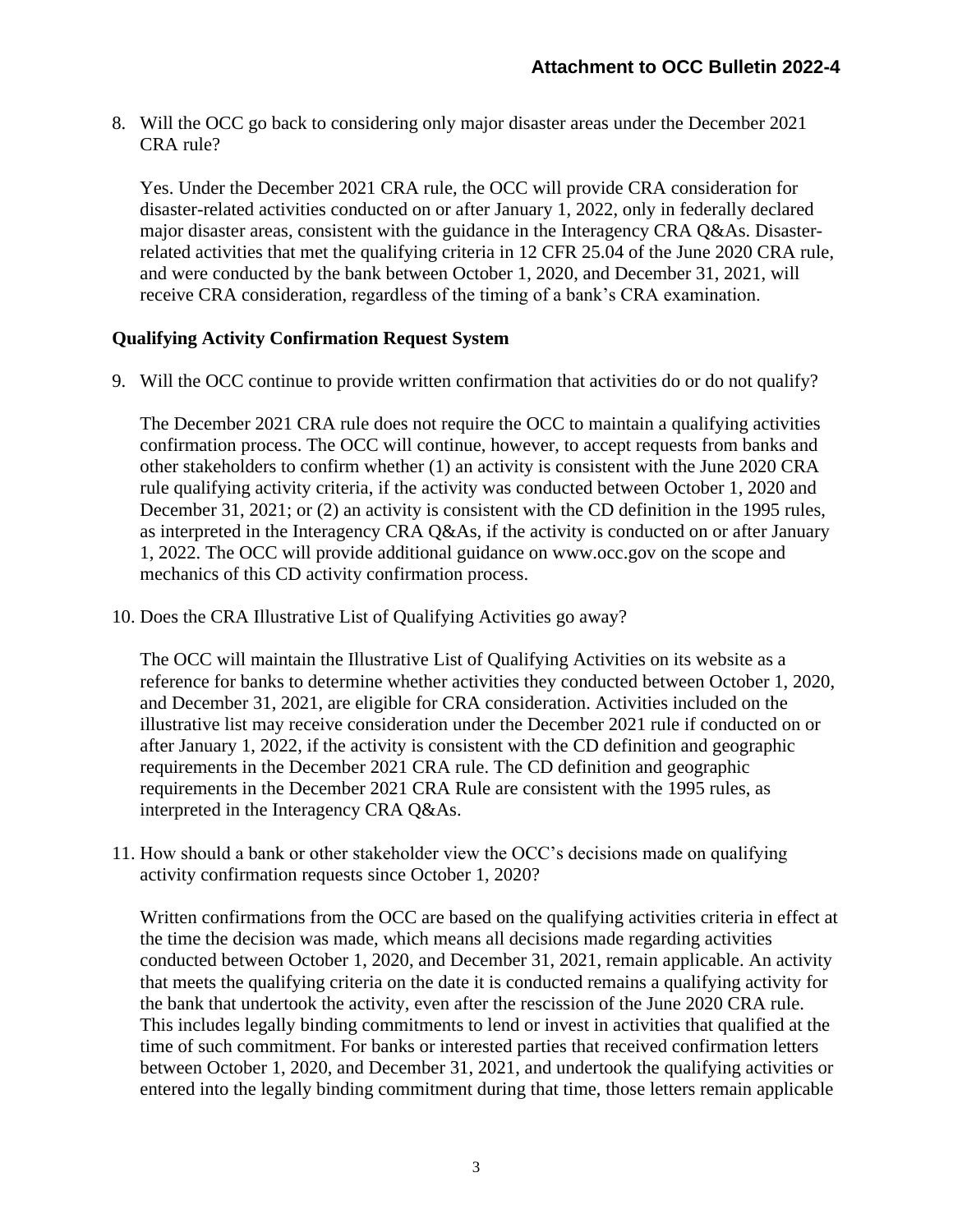8. Will the OCC go back to considering only major disaster areas under the December 2021 CRA rule?

   Yes. Under the December 2021 CRA rule, the OCC will provide CRA consideration for disaster-related activities conducted on or after January 1, 2022, only in federally declared major disaster areas, consistent with the guidance in the Interagency CRA Q&As. Disaster-related activities that met the qualifying criteria in 12 CFR 25.04 of the June 2020 CRA rule, and were conducted by the bank between October 1, 2020, and December 31, 2021, will receive CRA consideration, regardless of the timing of a bank's CRA examination.

**Qualifying Activity Confirmation Request System**

9. Will the OCC continue to provide written confirmation that activities do or do not qualify?

   The December 2021 CRA rule does not require the OCC to maintain a qualifying activities confirmation process. The OCC will continue, however, to accept requests from banks and other stakeholders to confirm whether (1) an activity is consistent with the June 2020 CRA rule qualifying activity criteria, if the activity was conducted between October 1, 2020 and December 31, 2021; or (2) an activity is consistent with the CD definition in the 1995 rules, as interpreted in the Interagency CRA Q&As, if the activity is conducted on or after January 1, 2022. The OCC will provide additional guidance on www.occ.gov on the scope and mechanics of this CD activity confirmation process.

10. Does the CRA Illustrative List of Qualifying Activities go away?

    The OCC will maintain the Illustrative List of Qualifying Activities on its website as a reference for banks to determine whether activities they conducted between October 1, 2020, and December 31, 2021, are eligible for CRA consideration. Activities included on the illustrative list may receive consideration under the December 2021 rule if conducted on or after January 1, 2022, if the activity is consistent with the CD definition and geographic requirements in the December 2021 CRA rule. The CD definition and geographic requirements in the December 2021 CRA Rule are consistent with the 1995 rules, as interpreted in the Interagency CRA Q&As.

11. How should a bank or other stakeholder view the OCC's decisions made on qualifying activity confirmation requests since October 1, 2020?

    Written confirmations from the OCC are based on the qualifying activities criteria in effect at the time the decision was made, which means all decisions made regarding activities conducted between October 1, 2020, and December 31, 2021, remain applicable. An activity that meets the qualifying criteria on the date it is conducted remains a qualifying activity for the bank that undertook the activity, even after the rescission of the June 2020 CRA rule. This includes legally binding commitments to lend or invest in activities that qualified at the time of such commitment. For banks or interested parties that received confirmation letters between October 1, 2020, and December 31, 2021, and undertook the qualifying activities or entered into the legally binding commitment during that time, those letters remain applicable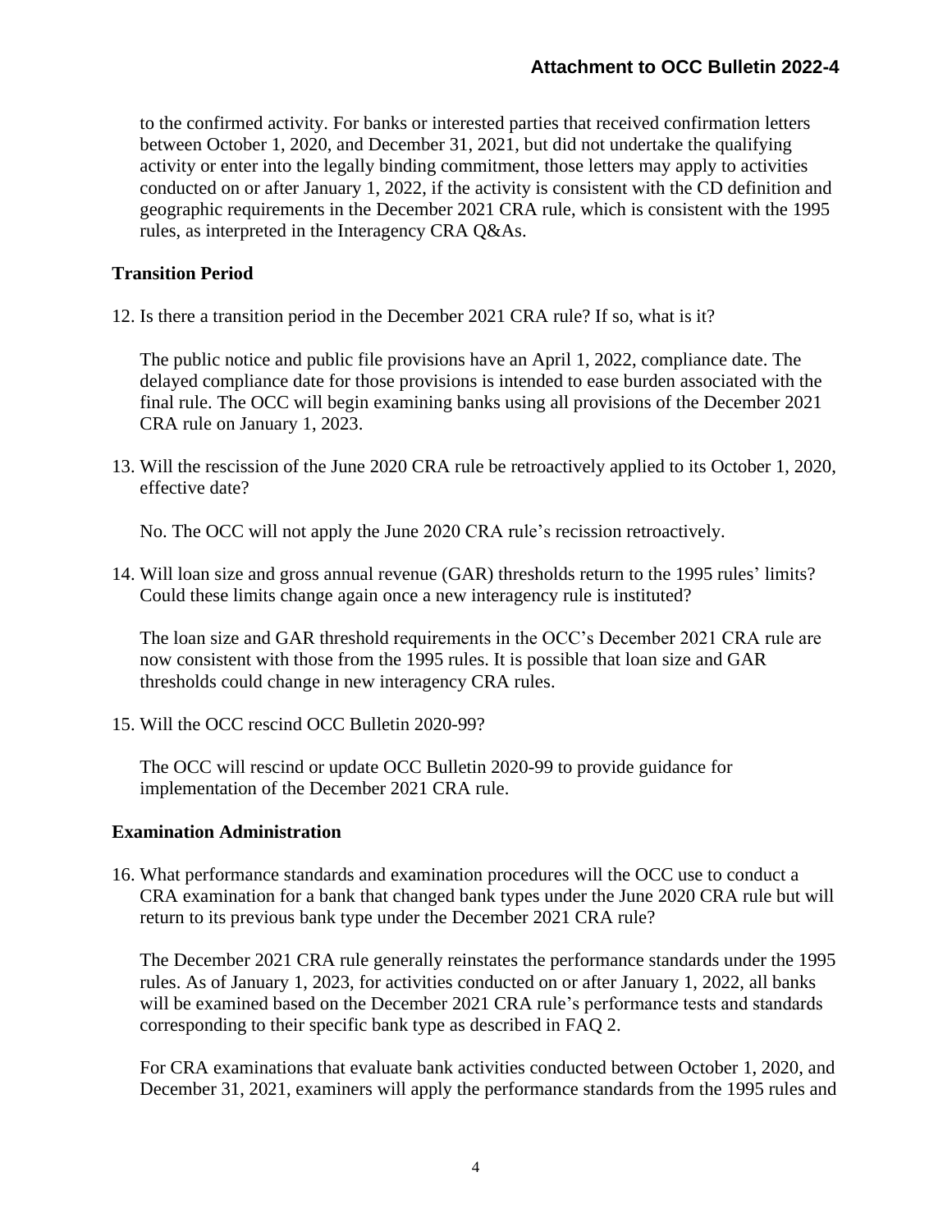to the confirmed activity. For banks or interested parties that received confirmation letters between October 1, 2020, and December 31, 2021, but did not undertake the qualifying activity or enter into the legally binding commitment, those letters may apply to activities conducted on or after January 1, 2022, if the activity is consistent with the CD definition and geographic requirements in the December 2021 CRA rule, which is consistent with the 1995 rules, as interpreted in the Interagency CRA Q&As.

## Transition Period

12. Is there a transition period in the December 2021 CRA rule? If so, what is it?

    The public notice and public file provisions have an April 1, 2022, compliance date. The delayed compliance date for those provisions is intended to ease burden associated with the final rule. The OCC will begin examining banks using all provisions of the December 2021 CRA rule on January 1, 2023.

13. Will the rescission of the June 2020 CRA rule be retroactively applied to its October 1, 2020, effective date?

    No. The OCC will not apply the June 2020 CRA rule's recission retroactively.

14. Will loan size and gross annual revenue (GAR) thresholds return to the 1995 rules' limits? Could these limits change again once a new interagency rule is instituted?

    The loan size and GAR threshold requirements in the OCC's December 2021 CRA rule are now consistent with those from the 1995 rules. It is possible that loan size and GAR thresholds could change in new interagency CRA rules.

15. Will the OCC rescind OCC Bulletin 2020-99?

    The OCC will rescind or update OCC Bulletin 2020-99 to provide guidance for implementation of the December 2021 CRA rule.

## Examination Administration

16. What performance standards and examination procedures will the OCC use to conduct a CRA examination for a bank that changed bank types under the June 2020 CRA rule but will return to its previous bank type under the December 2021 CRA rule?

    The December 2021 CRA rule generally reinstates the performance standards under the 1995 rules. As of January 1, 2023, for activities conducted on or after January 1, 2022, all banks will be examined based on the December 2021 CRA rule's performance tests and standards corresponding to their specific bank type as described in FAQ 2.

    For CRA examinations that evaluate bank activities conducted between October 1, 2020, and December 31, 2021, examiners will apply the performance standards from the 1995 rules and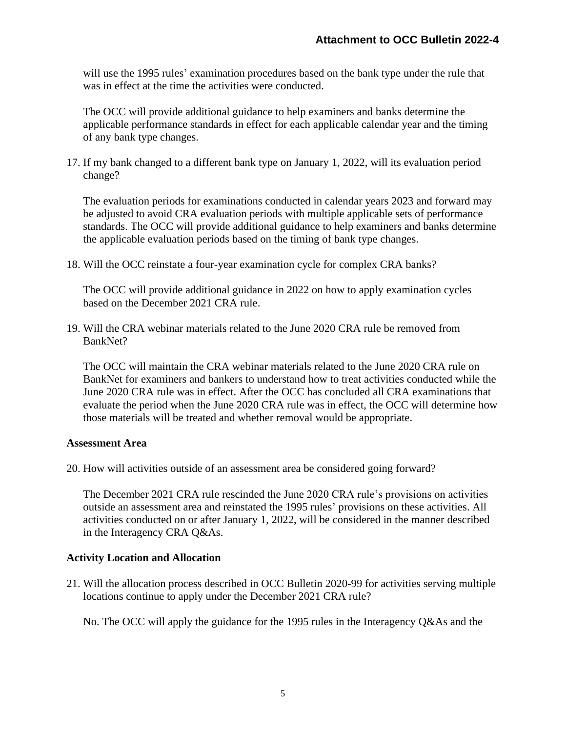will use the 1995 rules' examination procedures based on the bank type under the rule that was in effect at the time the activities were conducted.

The OCC will provide additional guidance to help examiners and banks determine the applicable performance standards in effect for each applicable calendar year and the timing of any bank type changes.

17. If my bank changed to a different bank type on January 1, 2022, will its evaluation period change?

    The evaluation periods for examinations conducted in calendar years 2023 and forward may be adjusted to avoid CRA evaluation periods with multiple applicable sets of performance standards. The OCC will provide additional guidance to help examiners and banks determine the applicable evaluation periods based on the timing of bank type changes.

18. Will the OCC reinstate a four-year examination cycle for complex CRA banks?

    The OCC will provide additional guidance in 2022 on how to apply examination cycles based on the December 2021 CRA rule.

19. Will the CRA webinar materials related to the June 2020 CRA rule be removed from BankNet?

    The OCC will maintain the CRA webinar materials related to the June 2020 CRA rule on BankNet for examiners and bankers to understand how to treat activities conducted while the June 2020 CRA rule was in effect. After the OCC has concluded all CRA examinations that evaluate the period when the June 2020 CRA rule was in effect, the OCC will determine how those materials will be treated and whether removal would be appropriate.

**Assessment Area**

20. How will activities outside of an assessment area be considered going forward?

    The December 2021 CRA rule rescinded the June 2020 CRA rule's provisions on activities outside an assessment area and reinstated the 1995 rules' provisions on these activities. All activities conducted on or after January 1, 2022, will be considered in the manner described in the Interagency CRA Q&As.

**Activity Location and Allocation**

21. Will the allocation process described in OCC Bulletin 2020-99 for activities serving multiple locations continue to apply under the December 2021 CRA rule?

    No. The OCC will apply the guidance for the 1995 rules in the Interagency Q&As and the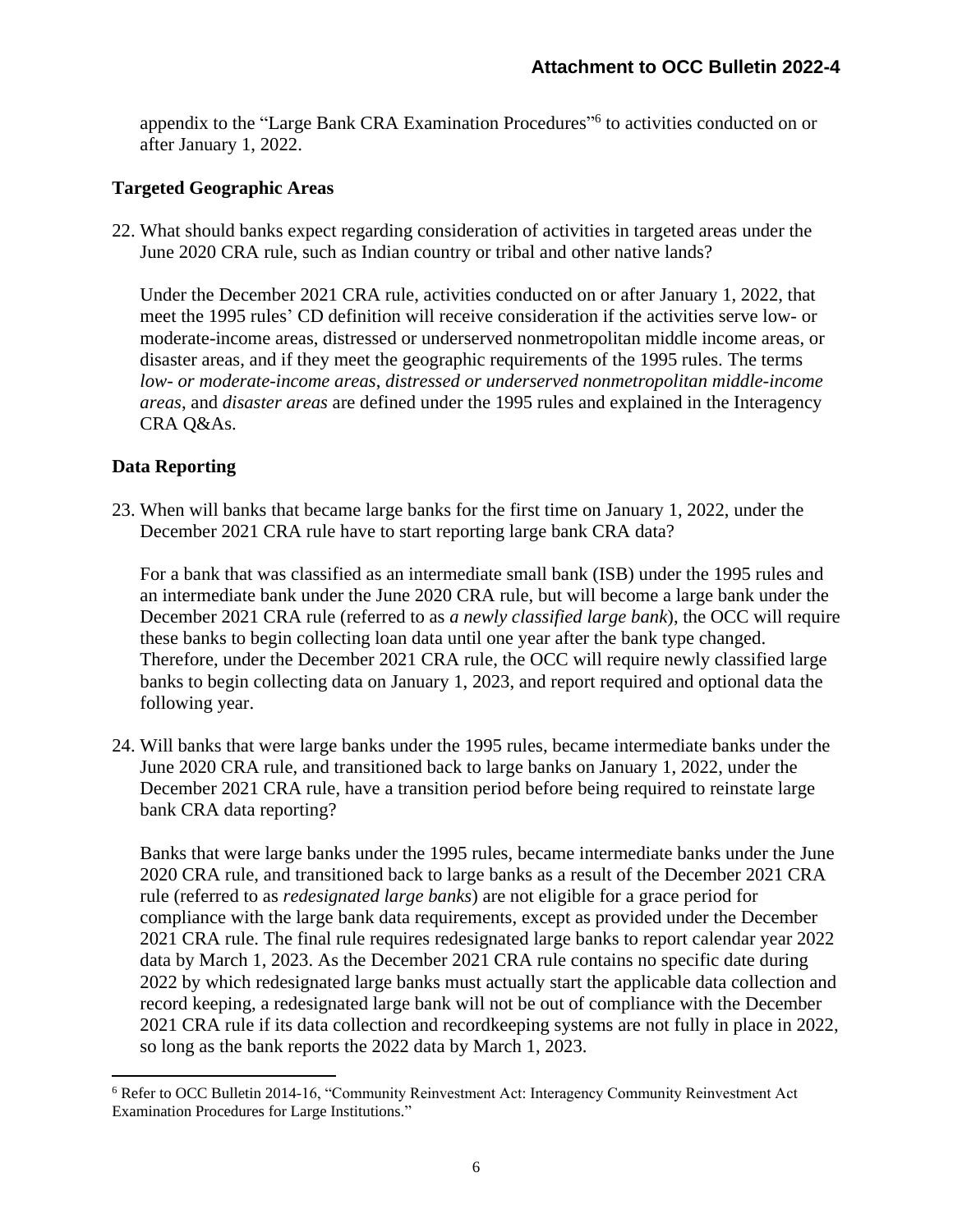appendix to the "Large Bank CRA Examination Procedures"[6] to activities conducted on or after January 1, 2022.

**Targeted Geographic Areas**

22. What should banks expect regarding consideration of activities in targeted areas under the June 2020 CRA rule, such as Indian country or tribal and other native lands?

    Under the December 2021 CRA rule, activities conducted on or after January 1, 2022, that meet the 1995 rules' CD definition will receive consideration if the activities serve low- or moderate-income areas, distressed or underserved nonmetropolitan middle income areas, or disaster areas, and if they meet the geographic requirements of the 1995 rules. The terms *low- or moderate-income areas*, *distressed or underserved nonmetropolitan middle-income areas*, and *disaster areas* are defined under the 1995 rules and explained in the Interagency CRA Q&As.

**Data Reporting**

23. When will banks that became large banks for the first time on January 1, 2022, under the December 2021 CRA rule have to start reporting large bank CRA data?

    For a bank that was classified as an intermediate small bank (ISB) under the 1995 rules and an intermediate bank under the June 2020 CRA rule, but will become a large bank under the December 2021 CRA rule (referred to as *a newly classified large bank*), the OCC will require these banks to begin collecting loan data until one year after the bank type changed. Therefore, under the December 2021 CRA rule, the OCC will require newly classified large banks to begin collecting data on January 1, 2023, and report required and optional data the following year.

24. Will banks that were large banks under the 1995 rules, became intermediate banks under the June 2020 CRA rule, and transitioned back to large banks on January 1, 2022, under the December 2021 CRA rule, have a transition period before being required to reinstate large bank CRA data reporting?

    Banks that were large banks under the 1995 rules, became intermediate banks under the June 2020 CRA rule, and transitioned back to large banks as a result of the December 2021 CRA rule (referred to as *redesignated large banks*) are not eligible for a grace period for compliance with the large bank data requirements, except as provided under the December 2021 CRA rule. The final rule requires redesignated large banks to report calendar year 2022 data by March 1, 2023. As the December 2021 CRA rule contains no specific date during 2022 by which redesignated large banks must actually start the applicable data collection and record keeping, a redesignated large bank will not be out of compliance with the December 2021 CRA rule if its data collection and recordkeeping systems are not fully in place in 2022, so long as the bank reports the 2022 data by March 1, 2023.

[6] Refer to OCC Bulletin 2014-16, "Community Reinvestment Act: Interagency Community Reinvestment Act Examination Procedures for Large Institutions."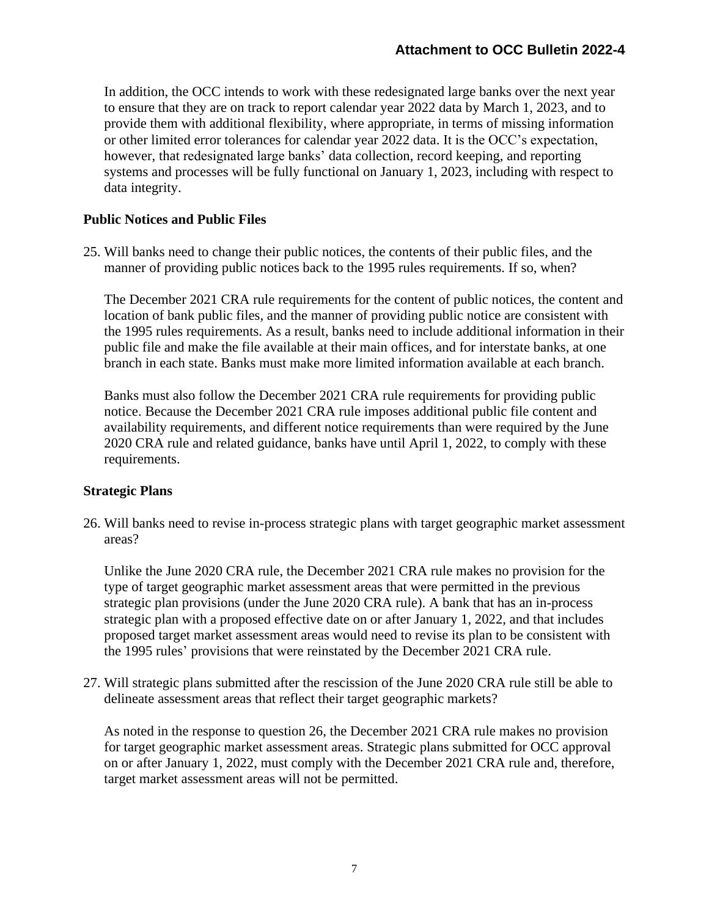In addition, the OCC intends to work with these redesignated large banks over the next year to ensure that they are on track to report calendar year 2022 data by March 1, 2023, and to provide them with additional flexibility, where appropriate, in terms of missing information or other limited error tolerances for calendar year 2022 data. It is the OCC's expectation, however, that redesignated large banks' data collection, record keeping, and reporting systems and processes will be fully functional on January 1, 2023, including with respect to data integrity.

### Public Notices and Public Files

25. Will banks need to change their public notices, the contents of their public files, and the manner of providing public notices back to the 1995 rules requirements. If so, when?

    The December 2021 CRA rule requirements for the content of public notices, the content and location of bank public files, and the manner of providing public notice are consistent with the 1995 rules requirements. As a result, banks need to include additional information in their public file and make the file available at their main offices, and for interstate banks, at one branch in each state. Banks must make more limited information available at each branch.

    Banks must also follow the December 2021 CRA rule requirements for providing public notice. Because the December 2021 CRA rule imposes additional public file content and availability requirements, and different notice requirements than were required by the June 2020 CRA rule and related guidance, banks have until April 1, 2022, to comply with these requirements.

### Strategic Plans

26. Will banks need to revise in-process strategic plans with target geographic market assessment areas?

    Unlike the June 2020 CRA rule, the December 2021 CRA rule makes no provision for the type of target geographic market assessment areas that were permitted in the previous strategic plan provisions (under the June 2020 CRA rule). A bank that has an in-process strategic plan with a proposed effective date on or after January 1, 2022, and that includes proposed target market assessment areas would need to revise its plan to be consistent with the 1995 rules' provisions that were reinstated by the December 2021 CRA rule.

27. Will strategic plans submitted after the rescission of the June 2020 CRA rule still be able to delineate assessment areas that reflect their target geographic markets?

    As noted in the response to question 26, the December 2021 CRA rule makes no provision for target geographic market assessment areas. Strategic plans submitted for OCC approval on or after January 1, 2022, must comply with the December 2021 CRA rule and, therefore, target market assessment areas will not be permitted.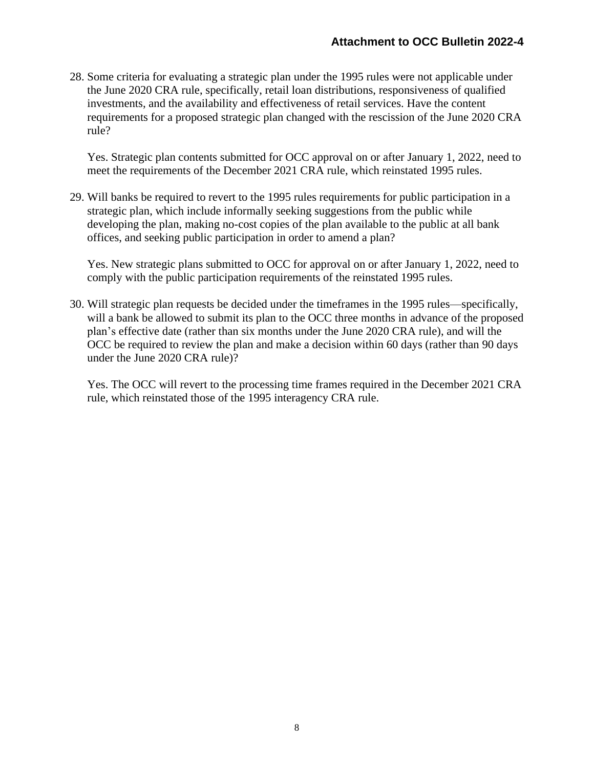28. Some criteria for evaluating a strategic plan under the 1995 rules were not applicable under the June 2020 CRA rule, specifically, retail loan distributions, responsiveness of qualified investments, and the availability and effectiveness of retail services. Have the content requirements for a proposed strategic plan changed with the rescission of the June 2020 CRA rule?

    Yes. Strategic plan contents submitted for OCC approval on or after January 1, 2022, need to meet the requirements of the December 2021 CRA rule, which reinstated 1995 rules.

29. Will banks be required to revert to the 1995 rules requirements for public participation in a strategic plan, which include informally seeking suggestions from the public while developing the plan, making no-cost copies of the plan available to the public at all bank offices, and seeking public participation in order to amend a plan?

    Yes. New strategic plans submitted to OCC for approval on or after January 1, 2022, need to comply with the public participation requirements of the reinstated 1995 rules.

30. Will strategic plan requests be decided under the timeframes in the 1995 rules—specifically, will a bank be allowed to submit its plan to the OCC three months in advance of the proposed plan's effective date (rather than six months under the June 2020 CRA rule), and will the OCC be required to review the plan and make a decision within 60 days (rather than 90 days under the June 2020 CRA rule)?

    Yes. The OCC will revert to the processing time frames required in the December 2021 CRA rule, which reinstated those of the 1995 interagency CRA rule.